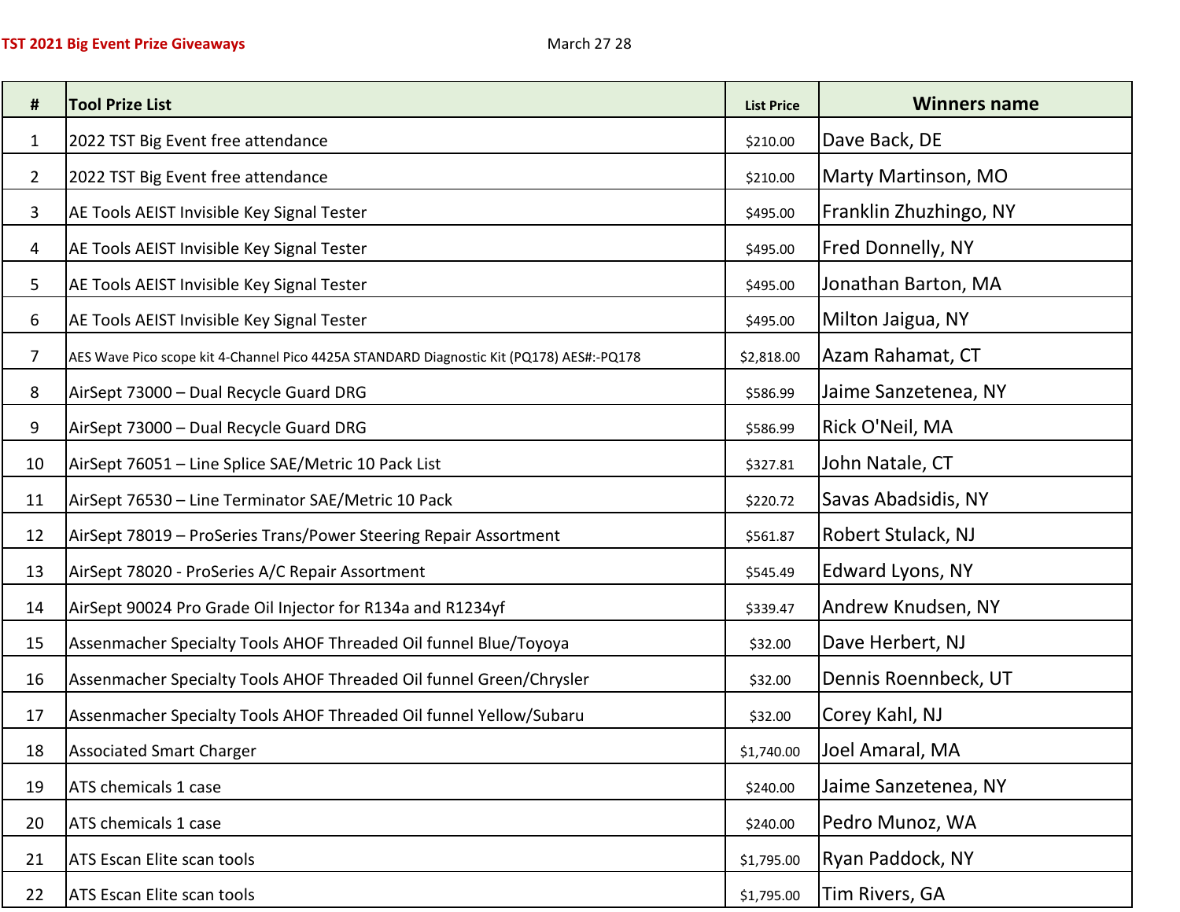**TST 2021 Big Event Prize Giveaways** March 27 28

| # | Tool Prize List | List Price | Winners name |
|---|---|---|---|
| 1 | 2022 TST Big Event free attendance | $210.00 | Dave Back, DE |
| 2 | 2022 TST Big Event free attendance | $210.00 | Marty Martinson, MO |
| 3 | AE Tools AEIST Invisible Key Signal Tester | $495.00 | Franklin Zhuzhingo, NY |
| 4 | AE Tools AEIST Invisible Key Signal Tester | $495.00 | Fred Donnelly, NY |
| 5 | AE Tools AEIST Invisible Key Signal Tester | $495.00 | Jonathan Barton, MA |
| 6 | AE Tools AEIST Invisible Key Signal Tester | $495.00 | Milton Jaigua, NY |
| 7 | AES Wave Pico scope kit 4-Channel Pico 4425A STANDARD Diagnostic Kit (PQ178) AES#:-PQ178 | $2,818.00 | Azam Rahamat, CT |
| 8 | AirSept 73000 – Dual Recycle Guard DRG | $586.99 | Jaime Sanzetenea, NY |
| 9 | AirSept 73000 – Dual Recycle Guard DRG | $586.99 | Rick O'Neil, MA |
| 10 | AirSept 76051 – Line Splice SAE/Metric 10 Pack List | $327.81 | John Natale, CT |
| 11 | AirSept 76530 – Line Terminator SAE/Metric 10 Pack | $220.72 | Savas Abadsidis, NY |
| 12 | AirSept 78019 – ProSeries Trans/Power Steering Repair Assortment | $561.87 | Robert Stulack, NJ |
| 13 | AirSept 78020 - ProSeries A/C Repair Assortment | $545.49 | Edward Lyons, NY |
| 14 | AirSept 90024 Pro Grade Oil Injector for R134a and R1234yf | $339.47 | Andrew Knudsen, NY |
| 15 | Assenmacher Specialty Tools AHOF Threaded Oil funnel Blue/Toyoya | $32.00 | Dave Herbert, NJ |
| 16 | Assenmacher Specialty Tools AHOF Threaded Oil funnel Green/Chrysler | $32.00 | Dennis Roennbeck, UT |
| 17 | Assenmacher Specialty Tools AHOF Threaded Oil funnel Yellow/Subaru | $32.00 | Corey Kahl, NJ |
| 18 | Associated Smart Charger | $1,740.00 | Joel Amaral, MA |
| 19 | ATS chemicals 1 case | $240.00 | Jaime Sanzetenea, NY |
| 20 | ATS chemicals 1 case | $240.00 | Pedro Munoz, WA |
| 21 | ATS Escan Elite scan tools | $1,795.00 | Ryan Paddock, NY |
| 22 | ATS Escan Elite scan tools | $1,795.00 | Tim Rivers, GA |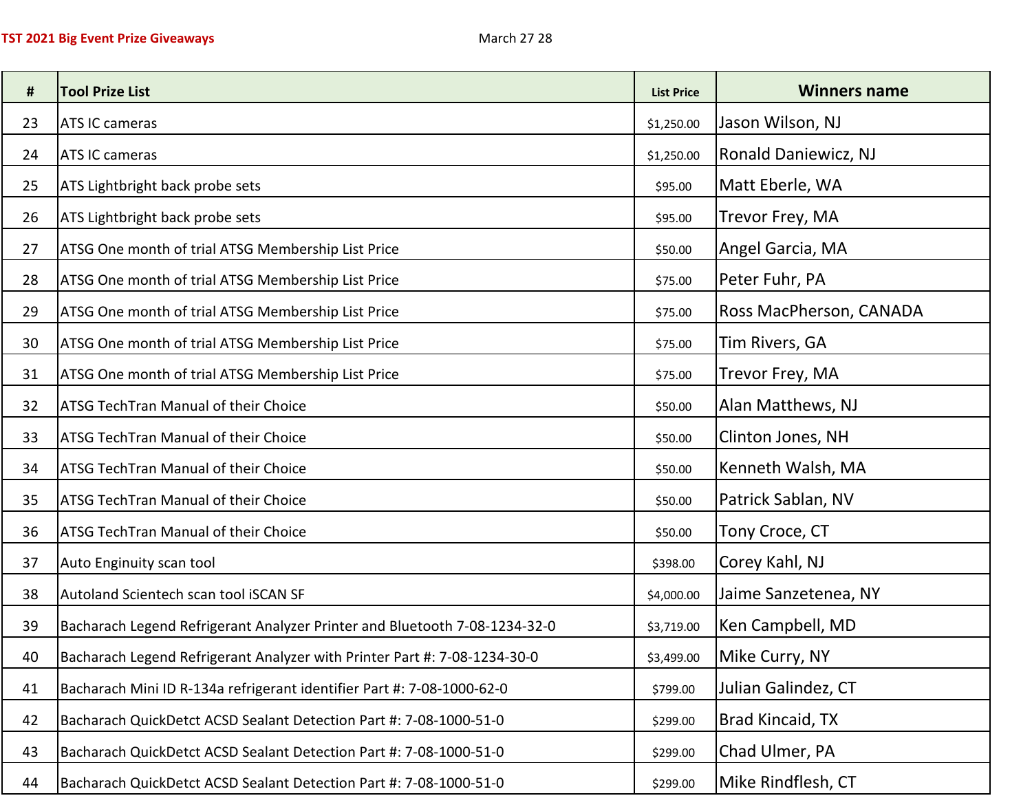**TST 2021 Big Event Prize Giveaways** March 27 28

| # | Tool Prize List | List Price | Winners name |
|---|---|---|---|
| 23 | ATS IC cameras | $1,250.00 | Jason Wilson, NJ |
| 24 | ATS IC cameras | $1,250.00 | Ronald Daniewicz, NJ |
| 25 | ATS Lightbright back probe sets | $95.00 | Matt Eberle, WA |
| 26 | ATS Lightbright back probe sets | $95.00 | Trevor Frey, MA |
| 27 | ATSG One month of trial ATSG Membership List Price | $50.00 | Angel Garcia, MA |
| 28 | ATSG One month of trial ATSG Membership List Price | $75.00 | Peter Fuhr, PA |
| 29 | ATSG One month of trial ATSG Membership List Price | $75.00 | Ross MacPherson, CANADA |
| 30 | ATSG One month of trial ATSG Membership List Price | $75.00 | Tim Rivers, GA |
| 31 | ATSG One month of trial ATSG Membership List Price | $75.00 | Trevor Frey, MA |
| 32 | ATSG TechTran Manual of their Choice | $50.00 | Alan Matthews, NJ |
| 33 | ATSG TechTran Manual of their Choice | $50.00 | Clinton Jones, NH |
| 34 | ATSG TechTran Manual of their Choice | $50.00 | Kenneth Walsh, MA |
| 35 | ATSG TechTran Manual of their Choice | $50.00 | Patrick Sablan, NV |
| 36 | ATSG TechTran Manual of their Choice | $50.00 | Tony Croce, CT |
| 37 | Auto Enginuity scan tool | $398.00 | Corey Kahl, NJ |
| 38 | Autoland Scientech scan tool iSCAN SF | $4,000.00 | Jaime Sanzetenea, NY |
| 39 | Bacharach Legend Refrigerant Analyzer Printer and Bluetooth 7-08-1234-32-0 | $3,719.00 | Ken Campbell, MD |
| 40 | Bacharach Legend Refrigerant Analyzer with Printer Part #: 7-08-1234-30-0 | $3,499.00 | Mike Curry, NY |
| 41 | Bacharach Mini ID R-134a refrigerant identifier Part #: 7-08-1000-62-0 | $799.00 | Julian Galindez, CT |
| 42 | Bacharach QuickDetct ACSD Sealant Detection Part #: 7-08-1000-51-0 | $299.00 | Brad Kincaid, TX |
| 43 | Bacharach QuickDetct ACSD Sealant Detection Part #: 7-08-1000-51-0 | $299.00 | Chad Ulmer, PA |
| 44 | Bacharach QuickDetct ACSD Sealant Detection Part #: 7-08-1000-51-0 | $299.00 | Mike Rindflesh, CT |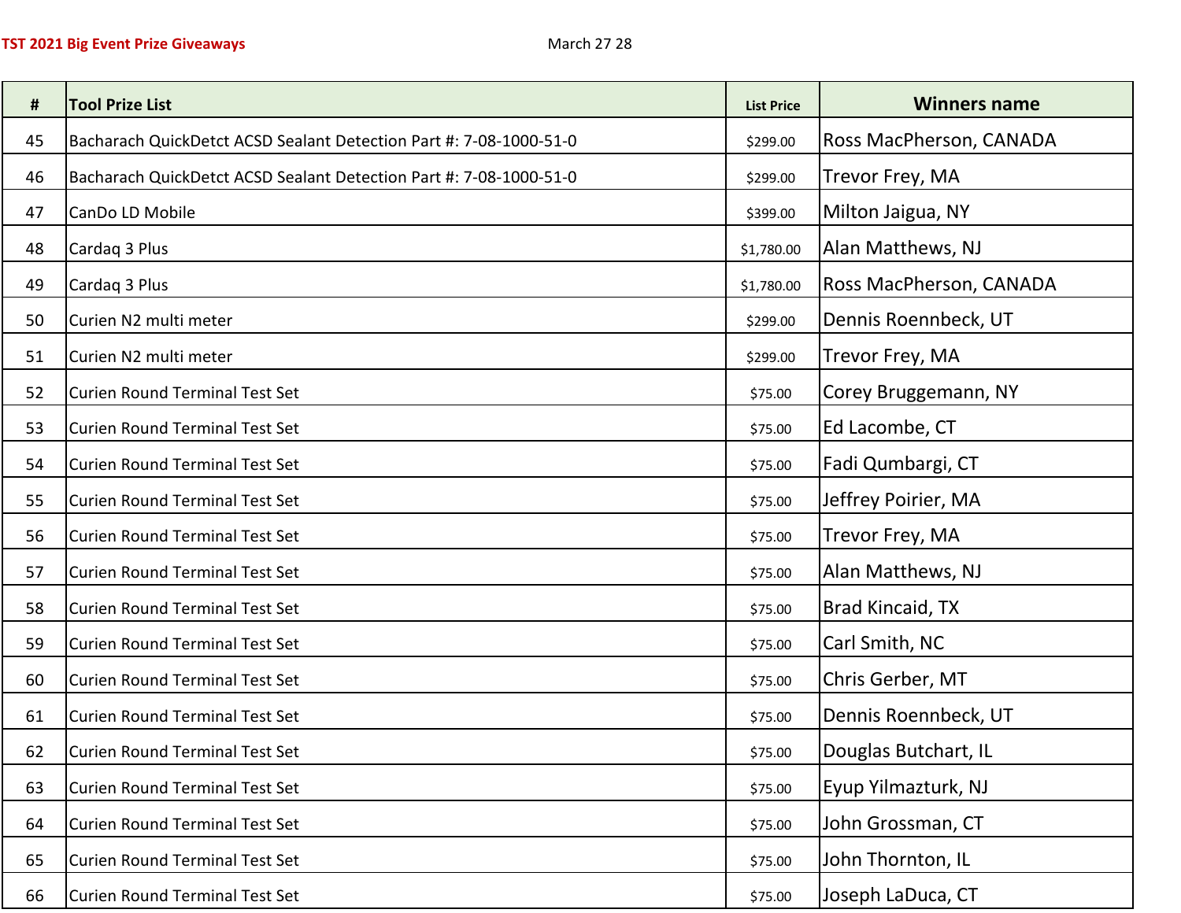**TST 2021 Big Event Prize Giveaways** March 27 28

| # | Tool Prize List | List Price | Winners name |
|---|---|---|---|
| 45 | Bacharach QuickDetct ACSD Sealant Detection Part #: 7-08-1000-51-0 | $299.00 | Ross MacPherson, CANADA |
| 46 | Bacharach QuickDetct ACSD Sealant Detection Part #: 7-08-1000-51-0 | $299.00 | Trevor Frey, MA |
| 47 | CanDo LD Mobile | $399.00 | Milton Jaigua, NY |
| 48 | Cardaq 3 Plus | $1,780.00 | Alan Matthews, NJ |
| 49 | Cardaq 3 Plus | $1,780.00 | Ross MacPherson, CANADA |
| 50 | Curien N2 multi meter | $299.00 | Dennis Roennbeck, UT |
| 51 | Curien N2 multi meter | $299.00 | Trevor Frey, MA |
| 52 | Curien Round Terminal Test Set | $75.00 | Corey Bruggemann, NY |
| 53 | Curien Round Terminal Test Set | $75.00 | Ed Lacombe, CT |
| 54 | Curien Round Terminal Test Set | $75.00 | Fadi Qumbargi, CT |
| 55 | Curien Round Terminal Test Set | $75.00 | Jeffrey Poirier, MA |
| 56 | Curien Round Terminal Test Set | $75.00 | Trevor Frey, MA |
| 57 | Curien Round Terminal Test Set | $75.00 | Alan Matthews, NJ |
| 58 | Curien Round Terminal Test Set | $75.00 | Brad Kincaid, TX |
| 59 | Curien Round Terminal Test Set | $75.00 | Carl Smith, NC |
| 60 | Curien Round Terminal Test Set | $75.00 | Chris Gerber, MT |
| 61 | Curien Round Terminal Test Set | $75.00 | Dennis Roennbeck, UT |
| 62 | Curien Round Terminal Test Set | $75.00 | Douglas Butchart, IL |
| 63 | Curien Round Terminal Test Set | $75.00 | Eyup Yilmazturk, NJ |
| 64 | Curien Round Terminal Test Set | $75.00 | John Grossman, CT |
| 65 | Curien Round Terminal Test Set | $75.00 | John Thornton, IL |
| 66 | Curien Round Terminal Test Set | $75.00 | Joseph LaDuca, CT |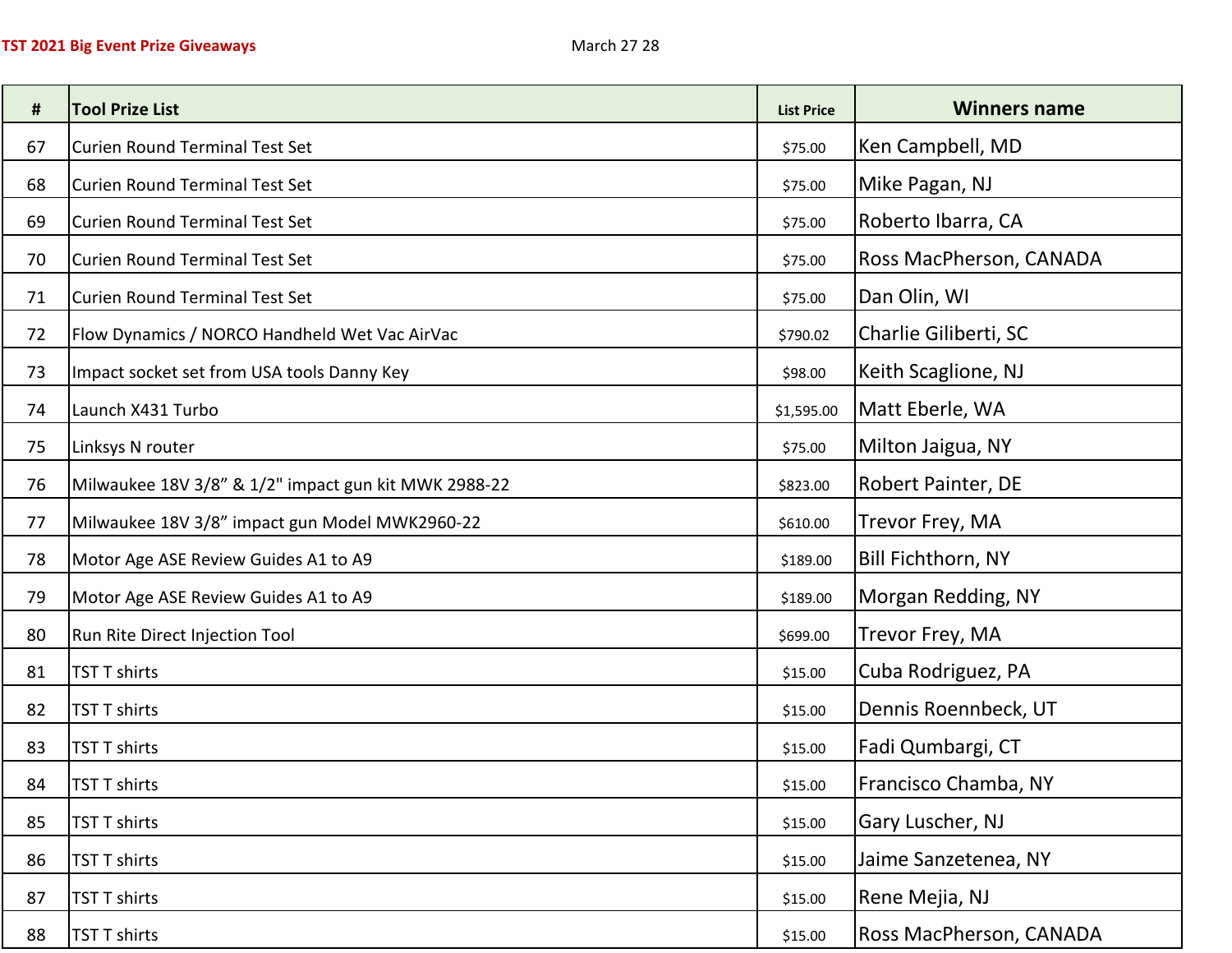**TST 2021 Big Event Prize Giveaways** March 27 28

| # | Tool Prize List | List Price | Winners name |
|---|---|---|---|
| 67 | Curien Round Terminal Test Set | $75.00 | Ken Campbell, MD |
| 68 | Curien Round Terminal Test Set | $75.00 | Mike Pagan, NJ |
| 69 | Curien Round Terminal Test Set | $75.00 | Roberto Ibarra, CA |
| 70 | Curien Round Terminal Test Set | $75.00 | Ross MacPherson, CANADA |
| 71 | Curien Round Terminal Test Set | $75.00 | Dan Olin, WI |
| 72 | Flow Dynamics / NORCO Handheld Wet Vac AirVac | $790.02 | Charlie Giliberti, SC |
| 73 | Impact socket set from USA tools Danny Key | $98.00 | Keith Scaglione, NJ |
| 74 | Launch X431 Turbo | $1,595.00 | Matt Eberle, WA |
| 75 | Linksys N router | $75.00 | Milton Jaigua, NY |
| 76 | Milwaukee 18V 3/8” & 1/2" impact gun kit MWK 2988-22 | $823.00 | Robert Painter, DE |
| 77 | Milwaukee 18V 3/8” impact gun Model MWK2960-22 | $610.00 | Trevor Frey, MA |
| 78 | Motor Age ASE Review Guides A1 to A9 | $189.00 | Bill Fichthorn, NY |
| 79 | Motor Age ASE Review Guides A1 to A9 | $189.00 | Morgan Redding, NY |
| 80 | Run Rite Direct Injection Tool | $699.00 | Trevor Frey, MA |
| 81 | TST T shirts | $15.00 | Cuba Rodriguez, PA |
| 82 | TST T shirts | $15.00 | Dennis Roennbeck, UT |
| 83 | TST T shirts | $15.00 | Fadi Qumbargi, CT |
| 84 | TST T shirts | $15.00 | Francisco Chamba, NY |
| 85 | TST T shirts | $15.00 | Gary Luscher, NJ |
| 86 | TST T shirts | $15.00 | Jaime Sanzetenea, NY |
| 87 | TST T shirts | $15.00 | Rene Mejia, NJ |
| 88 | TST T shirts | $15.00 | Ross MacPherson, CANADA |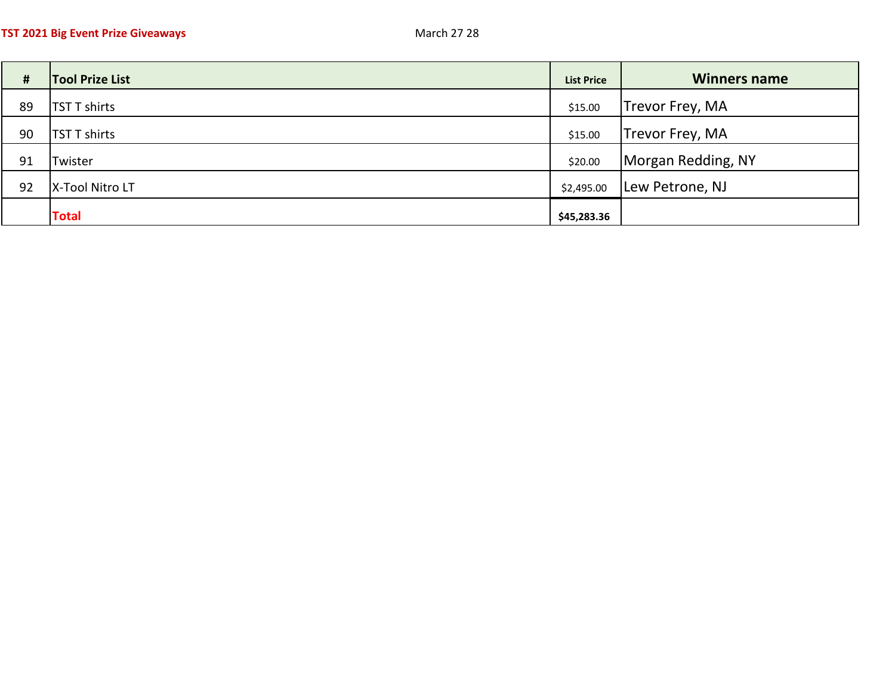**TST 2021 Big Event Prize Giveaways** March 27 28

| # | Tool Prize List | List Price | Winners name |
|---|---|---|---|
| 89 | TST T shirts | $15.00 | Trevor Frey, MA |
| 90 | TST T shirts | $15.00 | Trevor Frey, MA |
| 91 | Twister | $20.00 | Morgan Redding, NY |
| 92 | X-Tool Nitro LT | $2,495.00 | Lew Petrone, NJ |
| | **Total** | **$45,283.36** | |